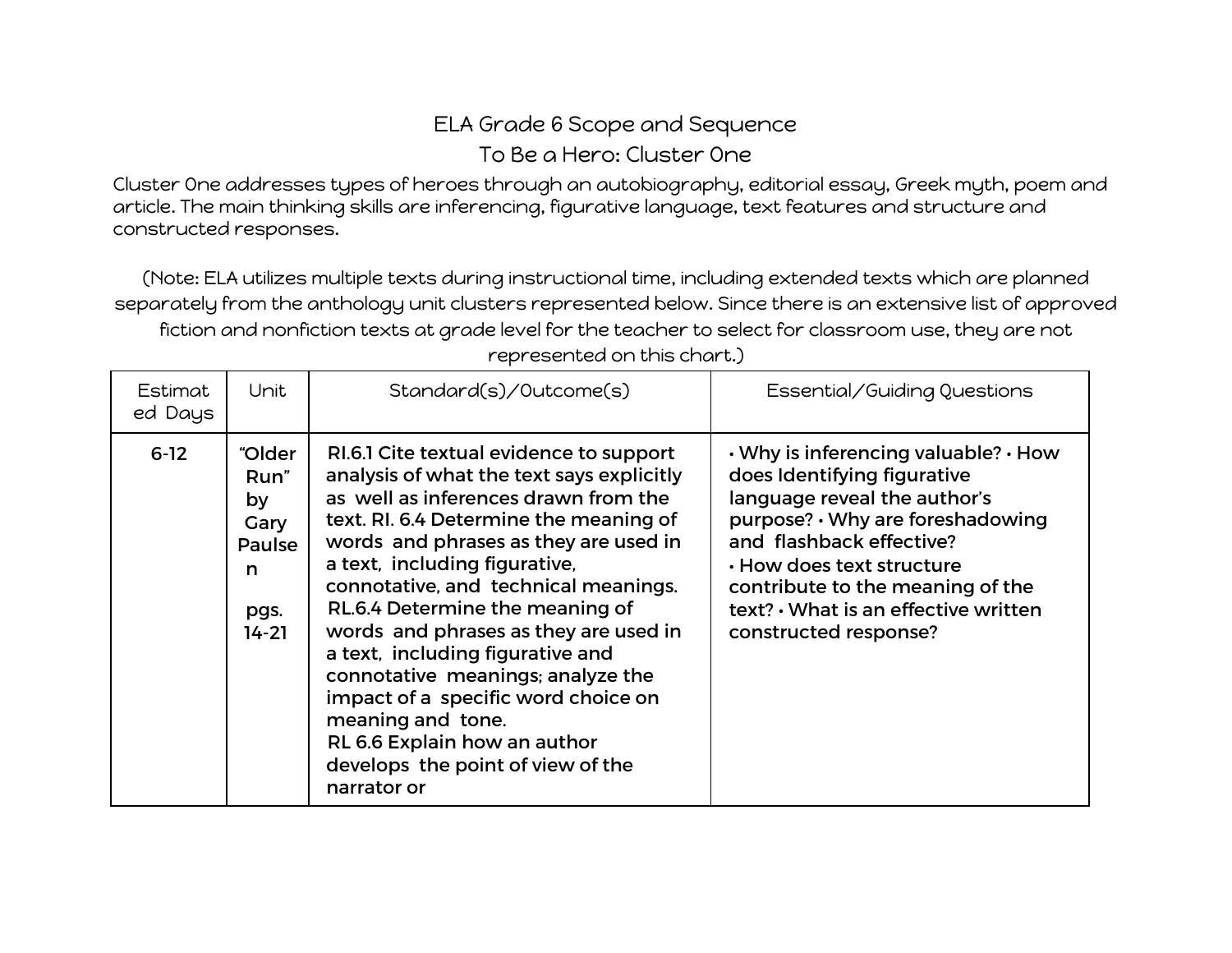# ELA Grade 6 Scope and Sequence

## To Be a Hero: Cluster One

Cluster One addresses types of heroes through an autobiography, editorial essay, Greek myth, poem and article. The main thinking skills are inferencing, figurative language, text features and structure and constructed responses.

(Note: ELA utilizes multiple texts during instructional time, including extended texts which are planned separately from the anthology unit clusters represented below. Since there is an extensive list of approved fiction and nonfiction texts at grade level for the teacher to select for classroom use, they are not represented on this chart.)

| Estimated Days | Unit | Standard(s)/Outcome(s) | Essential/Guiding Questions |
|---|---|---|---|
| 6-12 | "Older Run" by Gary Paulsen pgs. 14-21 | RI.6.1 Cite textual evidence to support analysis of what the text says explicitly as well as inferences drawn from the text. RI. 6.4 Determine the meaning of words and phrases as they are used in a text, including figurative, connotative, and technical meanings. RL.6.4 Determine the meaning of words and phrases as they are used in a text, including figurative and connotative meanings; analyze the impact of a specific word choice on meaning and tone. RL 6.6 Explain how an author develops the point of view of the narrator or | • Why is inferencing valuable? • How does Identifying figurative language reveal the author's purpose? • Why are foreshadowing and flashback effective? • How does text structure contribute to the meaning of the text? • What is an effective written constructed response? |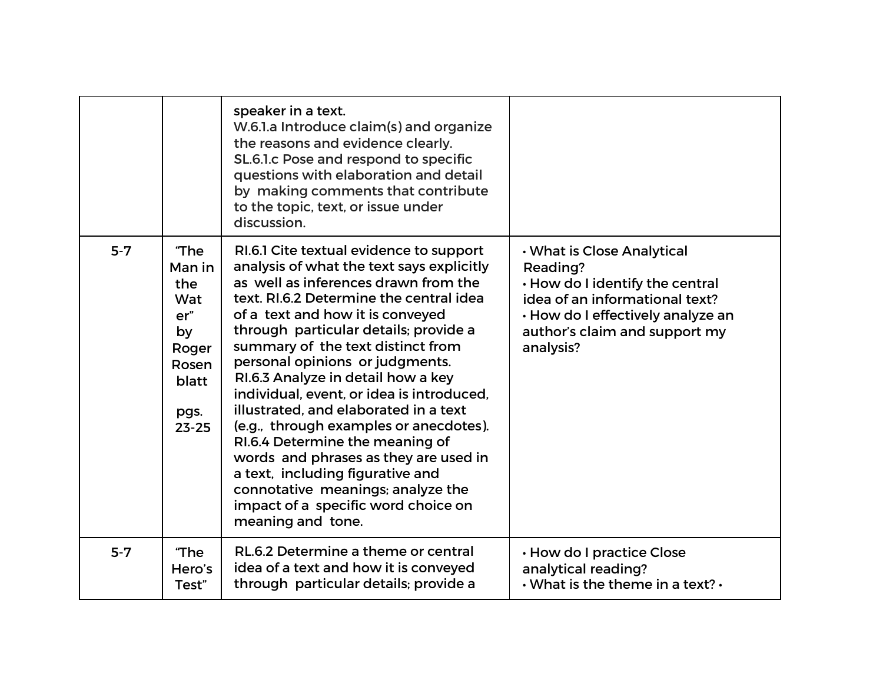| | | | |
|---|---|---|---|
| | | speaker in a text.<br>W.6.1.a Introduce claim(s) and organize the reasons and evidence clearly.<br>SL.6.1.c Pose and respond to specific questions with elaboration and detail by making comments that contribute to the topic, text, or issue under discussion. | |
| 5-7 | "The Man in the Water" by Roger Rosenblatt<br><br>pgs. 23-25 | RI.6.1 Cite textual evidence to support analysis of what the text says explicitly as well as inferences drawn from the text. RI.6.2 Determine the central idea of a text and how it is conveyed through particular details; provide a summary of the text distinct from personal opinions or judgments.<br>RI.6.3 Analyze in detail how a key individual, event, or idea is introduced, illustrated, and elaborated in a text (e.g., through examples or anecdotes).<br>RI.6.4 Determine the meaning of words and phrases as they are used in a text, including figurative and connotative meanings; analyze the impact of a specific word choice on meaning and tone. | • What is Close Analytical Reading?<br>• How do I identify the central idea of an informational text?<br>• How do I effectively analyze an author's claim and support my analysis? |
| 5-7 | "The Hero's Test" | RL.6.2 Determine a theme or central idea of a text and how it is conveyed through particular details; provide a | • How do I practice Close analytical reading?<br>• What is the theme in a text? • |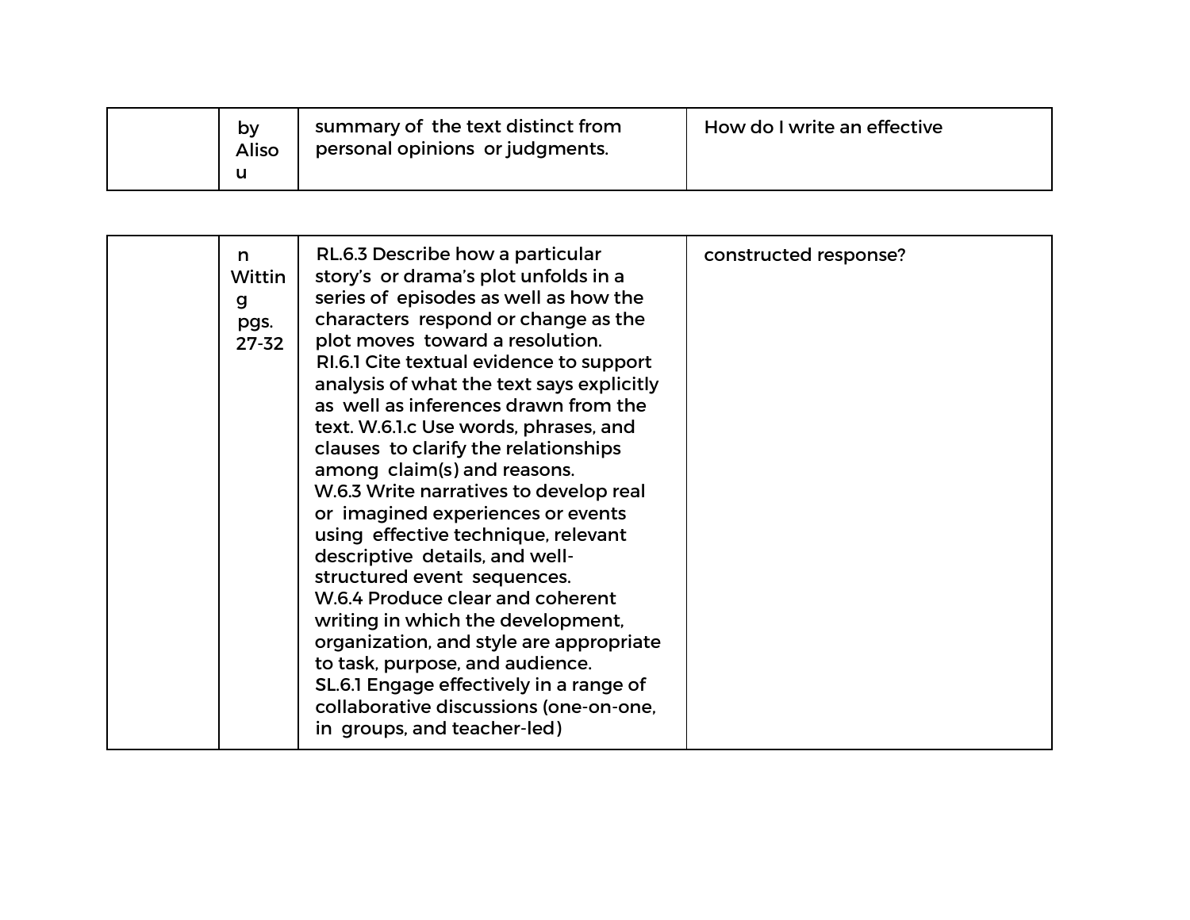| | | | |
|---|---|---|---|
| | by Alisou | summary of the text distinct from personal opinions or judgments. | How do I write an effective |
| | n Witting pgs. 27-32 | RL.6.3 Describe how a particular story's or drama's plot unfolds in a series of episodes as well as how the characters respond or change as the plot moves toward a resolution.<br>RI.6.1 Cite textual evidence to support analysis of what the text says explicitly as well as inferences drawn from the text. W.6.1.c Use words, phrases, and clauses to clarify the relationships among claim(s) and reasons.<br>W.6.3 Write narratives to develop real or imagined experiences or events using effective technique, relevant descriptive details, and well-structured event sequences.<br>W.6.4 Produce clear and coherent writing in which the development, organization, and style are appropriate to task, purpose, and audience.<br>SL.6.1 Engage effectively in a range of collaborative discussions (one-on-one, in groups, and teacher-led) | constructed response? |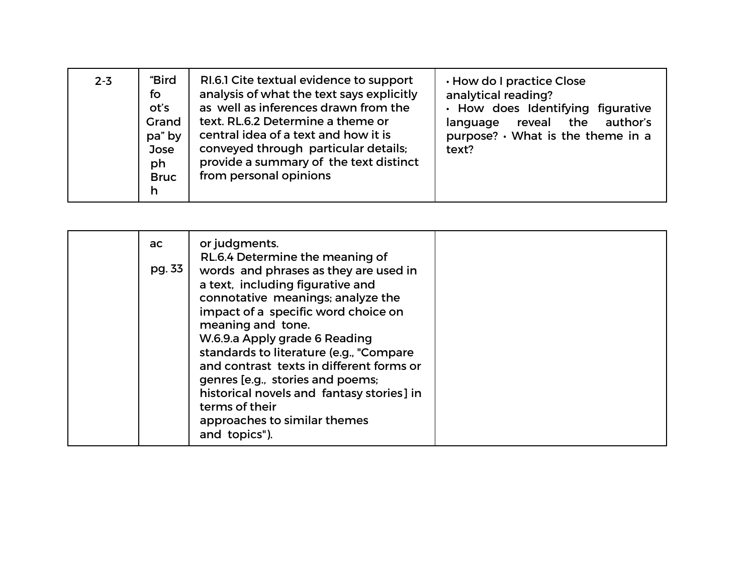| 2-3 | "Birdfoot's Grandpa" by Joseph Bruchac<br><br>pg. 33 | RI.6.1 Cite textual evidence to support analysis of what the text says explicitly as well as inferences drawn from the text. RL.6.2 Determine a theme or central idea of a text and how it is conveyed through particular details; provide a summary of the text distinct from personal opinions or judgments.<br>RL.6.4 Determine the meaning of words and phrases as they are used in a text, including figurative and connotative meanings; analyze the impact of a specific word choice on meaning and tone.<br>W.6.9.a Apply grade 6 Reading standards to literature (e.g., "Compare and contrast texts in different forms or genres [e.g., stories and poems; historical novels and fantasy stories] in terms of their approaches to similar themes and topics"). | • How do I practice Close analytical reading?<br>• How does Identifying figurative language reveal the author's purpose? • What is the theme in a text? |
|---|---|---|---|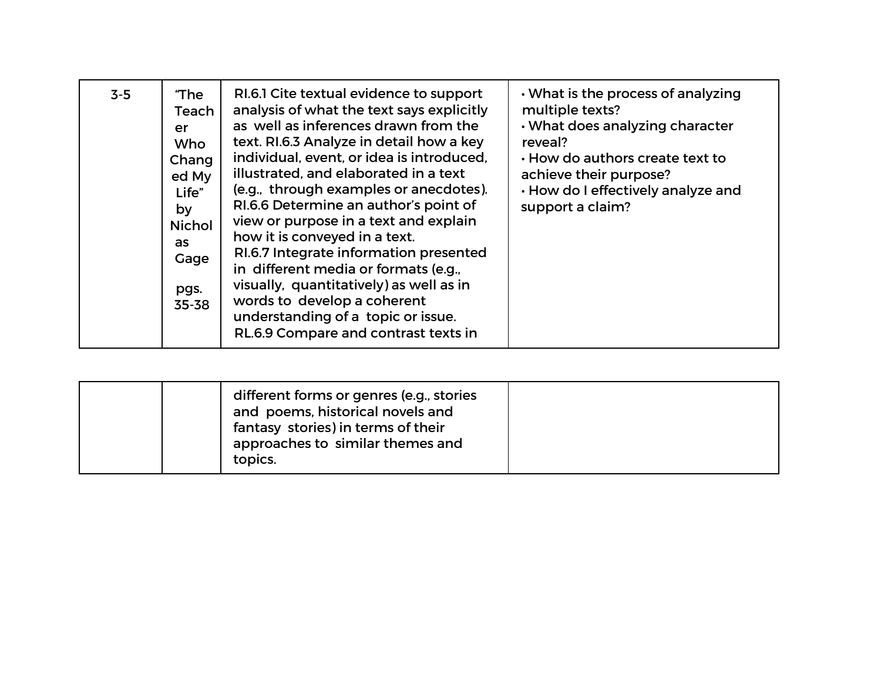| | | | |
|---|---|---|---|
| 3-5 | "The Teacher Who Changed My Life" by Nicholas Gage<br><br>pgs. 35-38 | RI.6.1 Cite textual evidence to support analysis of what the text says explicitly as well as inferences drawn from the text. RI.6.3 Analyze in detail how a key individual, event, or idea is introduced, illustrated, and elaborated in a text (e.g., through examples or anecdotes). RI.6.6 Determine an author's point of view or purpose in a text and explain how it is conveyed in a text.<br>RI.6.7 Integrate information presented in different media or formats (e.g., visually, quantitatively) as well as in words to develop a coherent understanding of a topic or issue.<br>RL.6.9 Compare and contrast texts in different forms or genres (e.g., stories and poems, historical novels and fantasy stories) in terms of their approaches to similar themes and topics. | • What is the process of analyzing multiple texts?<br>• What does analyzing character reveal?<br>• How do authors create text to achieve their purpose?<br>• How do I effectively analyze and support a claim? |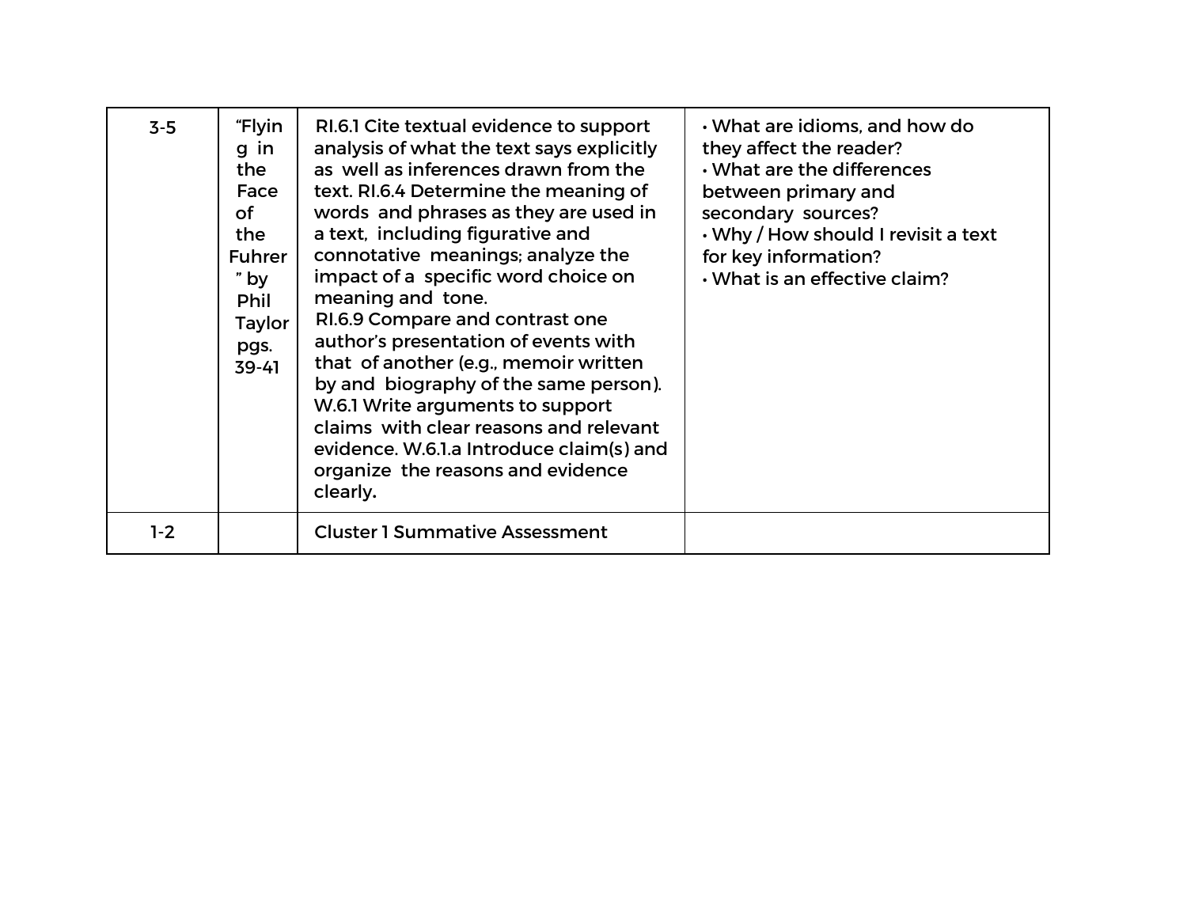| | | | |
|---|---|---|---|
| 3-5 | "Flying in the Face of the Fuhrer" by Phil Taylor pgs. 39-41 | RI.6.1 Cite textual evidence to support analysis of what the text says explicitly as well as inferences drawn from the text. RI.6.4 Determine the meaning of words and phrases as they are used in a text, including figurative and connotative meanings; analyze the impact of a specific word choice on meaning and tone.<br>RI.6.9 Compare and contrast one author's presentation of events with that of another (e.g., memoir written by and biography of the same person).<br>W.6.1 Write arguments to support claims with clear reasons and relevant evidence. W.6.1.a Introduce claim(s) and organize the reasons and evidence clearly. | • What are idioms, and how do they affect the reader?<br>• What are the differences between primary and secondary sources?<br>• Why / How should I revisit a text for key information?<br>• What is an effective claim? |
| 1-2 | | Cluster 1 Summative Assessment | |